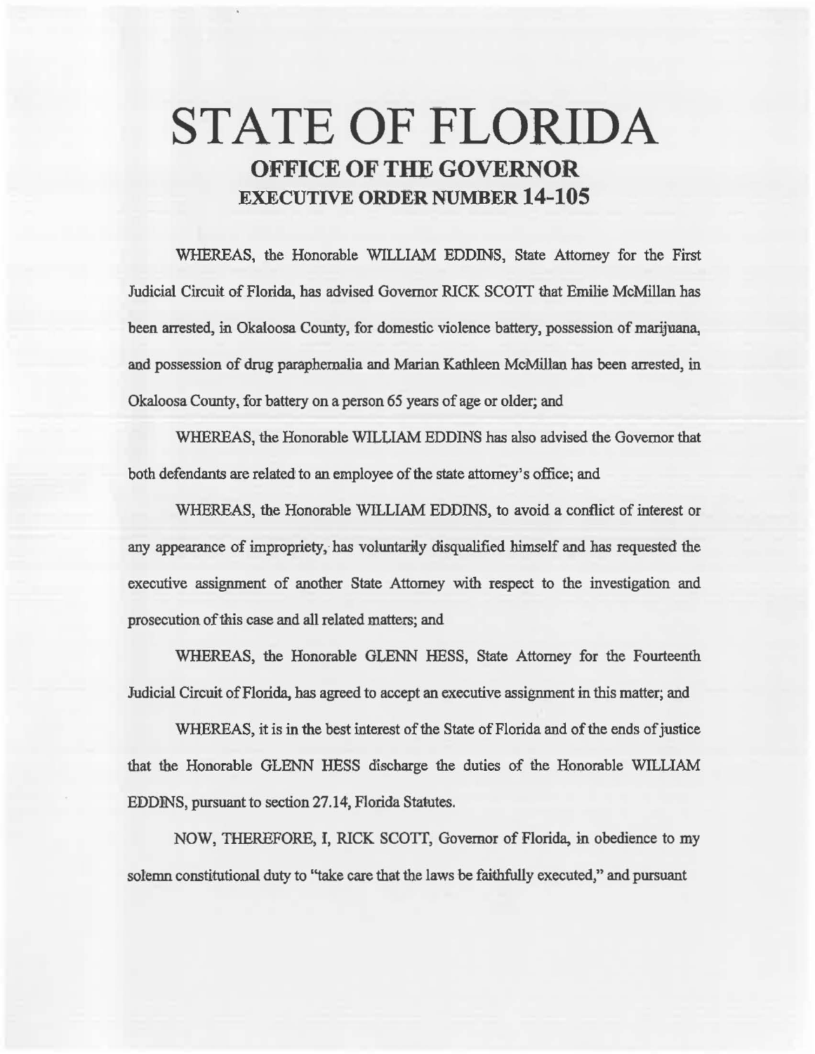# STATE OF FLORIDA
## OFFICE OF THE GOVERNOR
### EXECUTIVE ORDER NUMBER 14-105

WHEREAS, the Honorable WILLIAM EDDINS, State Attorney for the First Judicial Circuit of Florida, has advised Governor RICK SCOTT that Emilie McMillan has been arrested, in Okaloosa County, for domestic violence battery, possession of marijuana, and possession of drug paraphernalia and Marian Kathleen McMillan has been arrested, in Okaloosa County, for battery on a person 65 years of age or older; and

WHEREAS, the Honorable WILLIAM EDDINS has also advised the Governor that both defendants are related to an employee of the state attorney's office; and

WHEREAS, the Honorable WILLIAM EDDINS, to avoid a conflict of interest or any appearance of impropriety, has voluntarily disqualified himself and has requested the executive assignment of another State Attorney with respect to the investigation and prosecution of this case and all related matters; and

WHEREAS, the Honorable GLENN HESS, State Attorney for the Fourteenth Judicial Circuit of Florida, has agreed to accept an executive assignment in this matter; and

WHEREAS, it is in the best interest of the State of Florida and of the ends of justice that the Honorable GLENN HESS discharge the duties of the Honorable WILLIAM EDDINS, pursuant to section 27.14, Florida Statutes.

NOW, THEREFORE, I, RICK SCOTT, Governor of Florida, in obedience to my solemn constitutional duty to "take care that the laws be faithfully executed," and pursuant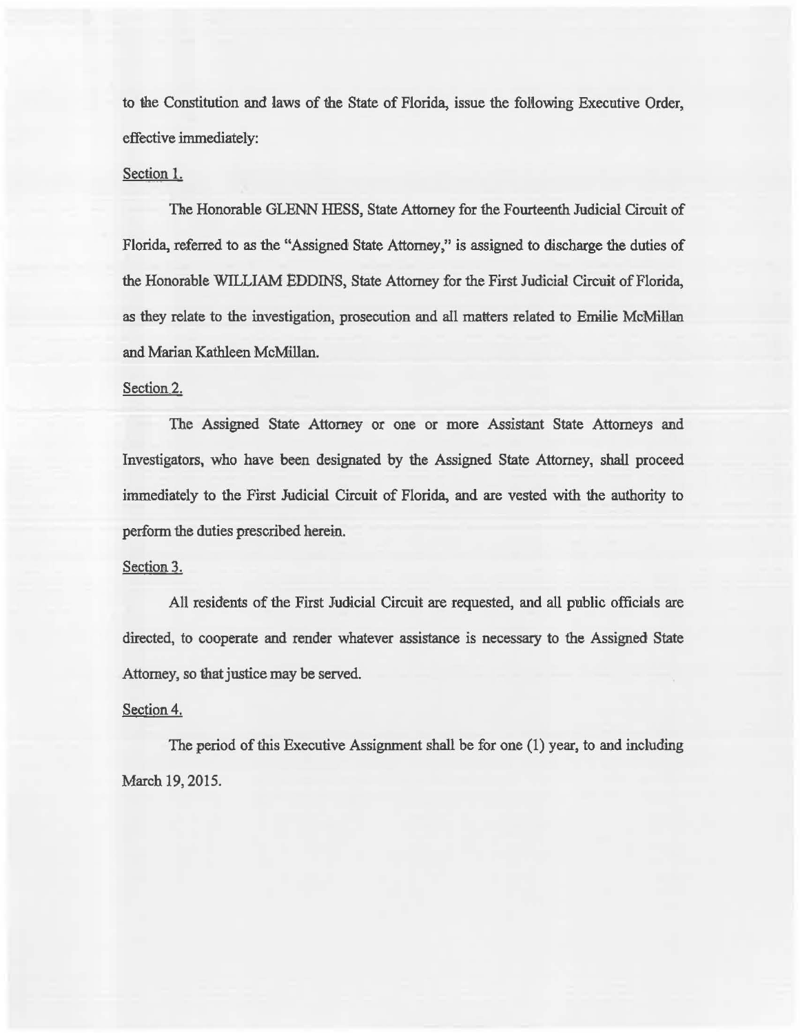to the Constitution and laws of the State of Florida, issue the following Executive Order, effective immediately:

Section 1.

The Honorable GLENN HESS, State Attorney for the Fourteenth Judicial Circuit of Florida, referred to as the "Assigned State Attorney," is assigned to discharge the duties of the Honorable WILLIAM EDDINS, State Attorney for the First Judicial Circuit of Florida, as they relate to the investigation, prosecution and all matters related to Emilie McMillan and Marian Kathleen McMillan.

Section 2.

The Assigned State Attorney or one or more Assistant State Attorneys and Investigators, who have been designated by the Assigned State Attorney, shall proceed immediately to the First Judicial Circuit of Florida, and are vested with the authority to perform the duties prescribed herein.

Section 3.

All residents of the First Judicial Circuit are requested, and all public officials are directed, to cooperate and render whatever assistance is necessary to the Assigned State Attorney, so that justice may be served.

Section 4.

The period of this Executive Assignment shall be for one (1) year, to and including March 19, 2015.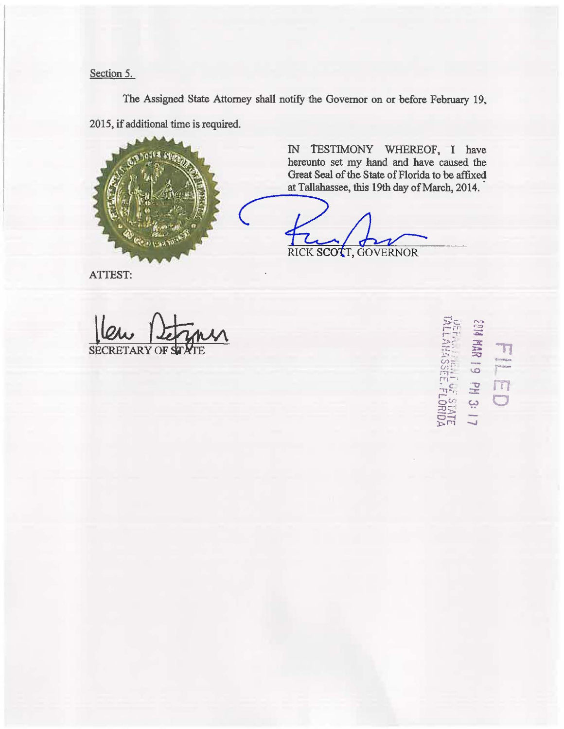Section 5.

The Assigned State Attorney shall notify the Governor on or before February 19, 2015, if additional time is required.

IN TESTIMONY WHEREOF, I have hereunto set my hand and have caused the Great Seal of the State of Florida to be affixed at Tallahassee, this 19th day of March, 2014.

RICK SCOTT, GOVERNOR

ATTEST:

SECRETARY OF STATE

FILED

2014 MAR 19 PM 3:17

DEPARTMENT OF STATE
TALLAHASSEE, FLORIDA